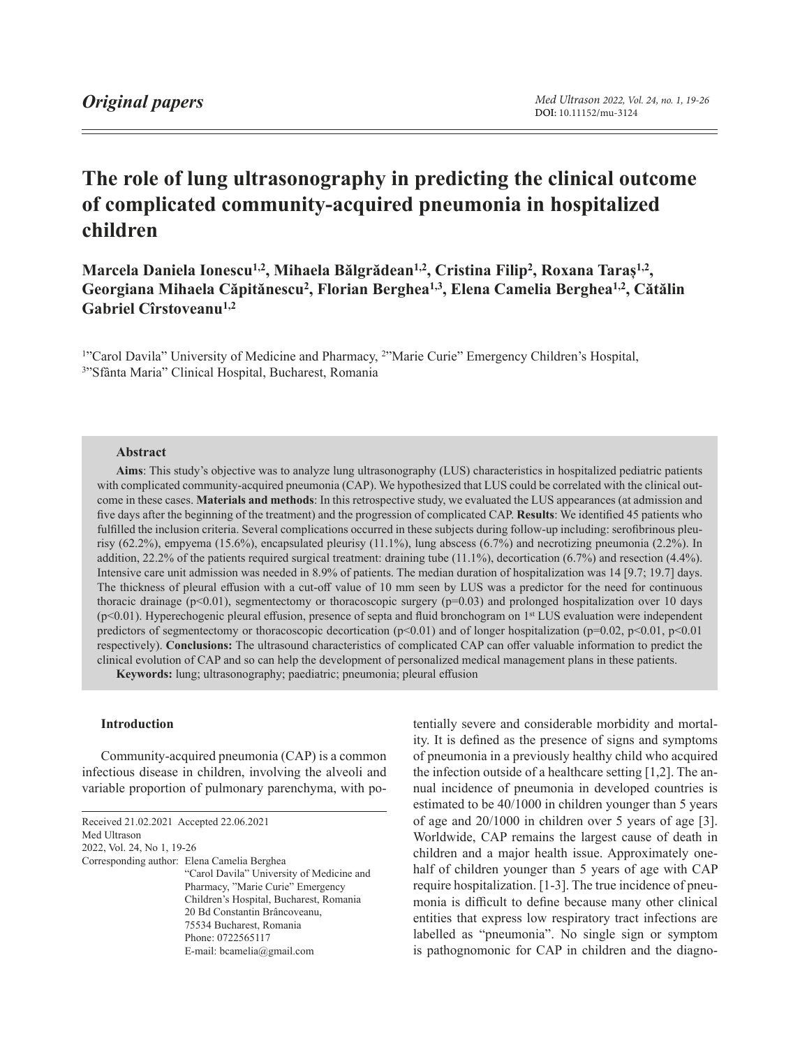*Original papers*

# The role of lung ultrasonography in predicting the clinical outcome of complicated community-acquired pneumonia in hospitalized children

**Marcela Daniela Ionescu[1,2], Mihaela Bălgrădean[1,2], Cristina Filip[2], Roxana Taraș[1,2], Georgiana Mihaela Căpitănescu[2], Florian Berghea[1,3], Elena Camelia Berghea[1,2], Cătălin Gabriel Cîrstoveanu[1,2]**

[1]"Carol Davila" University of Medicine and Pharmacy, [2]"Marie Curie" Emergency Children's Hospital, [3]"Sfânta Maria" Clinical Hospital, Bucharest, Romania

### Abstract

**Aims**: This study's objective was to analyze lung ultrasonography (LUS) characteristics in hospitalized pediatric patients with complicated community-acquired pneumonia (CAP). We hypothesized that LUS could be correlated with the clinical outcome in these cases. **Materials and methods**: In this retrospective study, we evaluated the LUS appearances (at admission and five days after the beginning of the treatment) and the progression of complicated CAP. **Results**: We identified 45 patients who fulfilled the inclusion criteria. Several complications occurred in these subjects during follow-up including: serofibrinous pleurisy (62.2%), empyema (15.6%), encapsulated pleurisy (11.1%), lung abscess (6.7%) and necrotizing pneumonia (2.2%). In addition, 22.2% of the patients required surgical treatment: draining tube (11.1%), decortication (6.7%) and resection (4.4%). Intensive care unit admission was needed in 8.9% of patients. The median duration of hospitalization was 14 [9.7; 19.7] days. The thickness of pleural effusion with a cut-off value of 10 mm seen by LUS was a predictor for the need for continuous thoracic drainage ($p<0.01$), segmentectomy or thoracoscopic surgery ($p=0.03$) and prolonged hospitalization over 10 days ($p<0.01$). Hyperechogenic pleural effusion, presence of septa and fluid bronchogram on 1st LUS evaluation were independent predictors of segmentectomy or thoracoscopic decortication ($p<0.01$) and of longer hospitalization ($p=0.02$, $p<0.01$, $p<0.01$ respectively). **Conclusions:** The ultrasound characteristics of complicated CAP can offer valuable information to predict the clinical evolution of CAP and so can help the development of personalized medical management plans in these patients.

**Keywords:** lung; ultrasonography; paediatric; pneumonia; pleural effusion

## Introduction

Community-acquired pneumonia (CAP) is a common infectious disease in children, involving the alveoli and variable proportion of pulmonary parenchyma, with potentially severe and considerable morbidity and mortality. It is defined as the presence of signs and symptoms of pneumonia in a previously healthy child who acquired the infection outside of a healthcare setting [1,2]. The annual incidence of pneumonia in developed countries is estimated to be 40/1000 in children younger than 5 years of age and 20/1000 in children over 5 years of age [3]. Worldwide, CAP remains the largest cause of death in children and a major health issue. Approximately one-half of children younger than 5 years of age with CAP require hospitalization. [1-3]. The true incidence of pneumonia is difficult to define because many other clinical entities that express low respiratory tract infections are labelled as "pneumonia". No single sign or symptom is pathognomonic for CAP in children and the diagno-

Received 21.02.2021 Accepted 22.06.2021
Med Ultrason
2022, Vol. 24, No 1, 19-26
Corresponding author: Elena Camelia Berghea
"Carol Davila" University of Medicine and Pharmacy, "Marie Curie" Emergency Children's Hospital, Bucharest, Romania
20 Bd Constantin Brâncoveanu,
75534 Bucharest, Romania
Phone: 0722565117
E-mail: bcamelia@gmail.com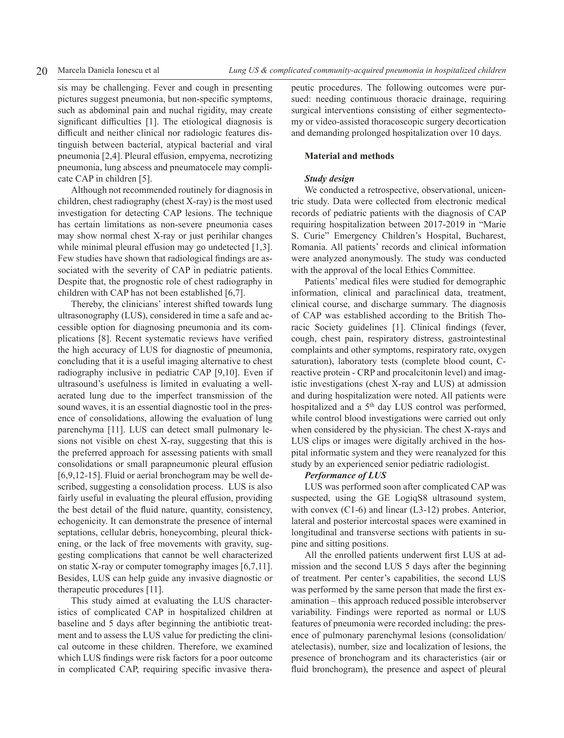sis may be challenging. Fever and cough in presenting pictures suggest pneumonia, but non-specific symptoms, such as abdominal pain and nuchal rigidity, may create significant difficulties [1]. The etiological diagnosis is difficult and neither clinical nor radiologic features distinguish between bacterial, atypical bacterial and viral pneumonia [2,4]. Pleural effusion, empyema, necrotizing pneumonia, lung abscess and pneumatocele may complicate CAP in children [5].

Although not recommended routinely for diagnosis in children, chest radiography (chest X-ray) is the most used investigation for detecting CAP lesions. The technique has certain limitations as non-severe pneumonia cases may show normal chest X-ray or just perihilar changes while minimal pleural effusion may go undetected [1,3]. Few studies have shown that radiological findings are associated with the severity of CAP in pediatric patients. Despite that, the prognostic role of chest radiography in children with CAP has not been established [6,7].

Thereby, the clinicians' interest shifted towards lung ultrasonography (LUS), considered in time a safe and accessible option for diagnosing pneumonia and its complications [8]. Recent systematic reviews have verified the high accuracy of LUS for diagnostic of pneumonia, concluding that it is a useful imaging alternative to chest radiography inclusive in pediatric CAP [9,10]. Even if ultrasound's usefulness is limited in evaluating a well-aerated lung due to the imperfect transmission of the sound waves, it is an essential diagnostic tool in the presence of consolidations, allowing the evaluation of lung parenchyma [11]. LUS can detect small pulmonary lesions not visible on chest X-ray, suggesting that this is the preferred approach for assessing patients with small consolidations or small parapneumonic pleural effusion [6,9,12-15]. Fluid or aerial bronchogram may be well described, suggesting a consolidation process. LUS is also fairly useful in evaluating the pleural effusion, providing the best detail of the fluid nature, quantity, consistency, echogenicity. It can demonstrate the presence of internal septations, cellular debris, honeycombing, pleural thickening, or the lack of free movements with gravity, suggesting complications that cannot be well characterized on static X-ray or computer tomography images [6,7,11]. Besides, LUS can help guide any invasive diagnostic or therapeutic procedures [11].

This study aimed at evaluating the LUS characteristics of complicated CAP in hospitalized children at baseline and 5 days after beginning the antibiotic treatment and to assess the LUS value for predicting the clinical outcome in these children. Therefore, we examined which LUS findings were risk factors for a poor outcome in complicated CAP, requiring specific invasive therapeutic procedures. The following outcomes were pursued: needing continuous thoracic drainage, requiring surgical interventions consisting of either segmentectomy or video-assisted thoracoscopic surgery decortication and demanding prolonged hospitalization over 10 days.

## Material and methods

### *Study design*

We conducted a retrospective, observational, unicentric study. Data were collected from electronic medical records of pediatric patients with the diagnosis of CAP requiring hospitalization between 2017-2019 in "Marie S. Curie" Emergency Children's Hospital, Bucharest, Romania. All patients' records and clinical information were analyzed anonymously. The study was conducted with the approval of the local Ethics Committee.

Patients' medical files were studied for demographic information, clinical and paraclinical data, treatment, clinical course, and discharge summary. The diagnosis of CAP was established according to the British Thoracic Society guidelines [1]. Clinical findings (fever, cough, chest pain, respiratory distress, gastrointestinal complaints and other symptoms, respiratory rate, oxygen saturation), laboratory tests (complete blood count, C-reactive protein - CRP and procalcitonin level) and imagistic investigations (chest X-ray and LUS) at admission and during hospitalization were noted. All patients were hospitalized and a 5$^{th}$ day LUS control was performed, while control blood investigations were carried out only when considered by the physician. The chest X-rays and LUS clips or images were digitally archived in the hospital informatic system and they were reanalyzed for this study by an experienced senior pediatric radiologist.

### *Performance of LUS*

LUS was performed soon after complicated CAP was suspected, using the GE LogiqS8 ultrasound system, with convex (C1-6) and linear (L3-12) probes. Anterior, lateral and posterior intercostal spaces were examined in longitudinal and transverse sections with patients in supine and sitting positions.

All the enrolled patients underwent first LUS at admission and the second LUS 5 days after the beginning of treatment. Per center's capabilities, the second LUS was performed by the same person that made the first examination – this approach reduced possible interobserver variability. Findings were reported as normal or LUS features of pneumonia were recorded including: the presence of pulmonary parenchymal lesions (consolidation/atelectasis), number, size and localization of lesions, the presence of bronchogram and its characteristics (air or fluid bronchogram), the presence and aspect of pleural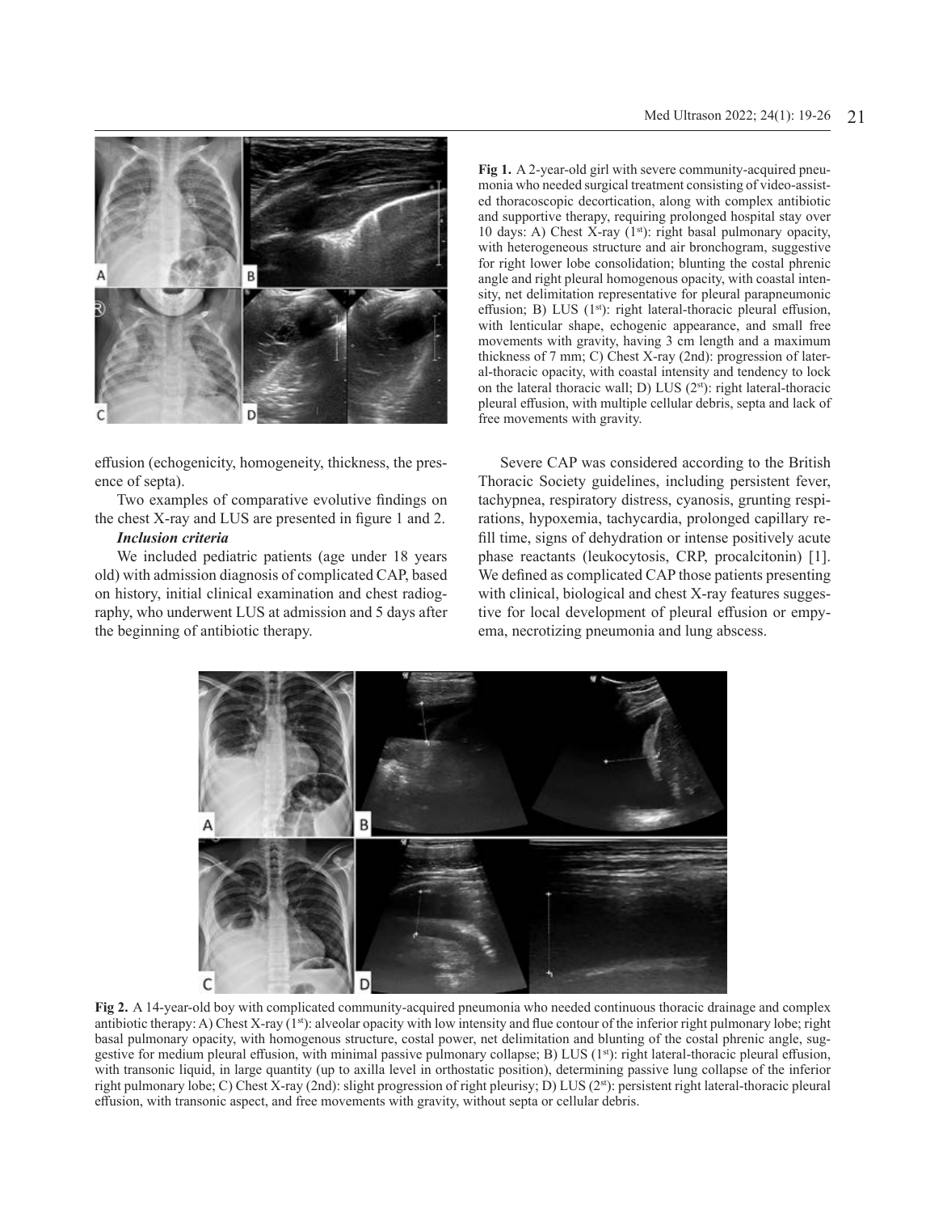**Fig 1.** A 2-year-old girl with severe community-acquired pneumonia who needed surgical treatment consisting of video-assisted thoracoscopic decortication, along with complex antibiotic and supportive therapy, requiring prolonged hospital stay over 10 days: A) Chest X-ray (1st): right basal pulmonary opacity, with heterogeneous structure and air bronchogram, suggestive for right lower lobe consolidation; blunting the costal phrenic angle and right pleural homogenous opacity, with coastal intensity, net delimitation representative for pleural parapneumonic effusion; B) LUS (1st): right lateral-thoracic pleural effusion, with lenticular shape, echogenic appearance, and small free movements with gravity, having 3 cm length and a maximum thickness of 7 mm; C) Chest X-ray (2nd): progression of lateral-thoracic opacity, with coastal intensity and tendency to lock on the lateral thoracic wall; D) LUS (2st): right lateral-thoracic pleural effusion, with multiple cellular debris, septa and lack of free movements with gravity.

effusion (echogenicity, homogeneity, thickness, the presence of septa).

Two examples of comparative evolutive findings on the chest X-ray and LUS are presented in figure 1 and 2.

### *Inclusion criteria*

We included pediatric patients (age under 18 years old) with admission diagnosis of complicated CAP, based on history, initial clinical examination and chest radiography, who underwent LUS at admission and 5 days after the beginning of antibiotic therapy.

Severe CAP was considered according to the British Thoracic Society guidelines, including persistent fever, tachypnea, respiratory distress, cyanosis, grunting respirations, hypoxemia, tachycardia, prolonged capillary refill time, signs of dehydration or intense positively acute phase reactants (leukocytosis, CRP, procalcitonin) [1]. We defined as complicated CAP those patients presenting with clinical, biological and chest X-ray features suggestive for local development of pleural effusion or empyema, necrotizing pneumonia and lung abscess.

**Fig 2.** A 14-year-old boy with complicated community-acquired pneumonia who needed continuous thoracic drainage and complex antibiotic therapy: A) Chest X-ray (1st): alveolar opacity with low intensity and flue contour of the inferior right pulmonary lobe; right basal pulmonary opacity, with homogenous structure, costal power, net delimitation and blunting of the costal phrenic angle, suggestive for medium pleural effusion, with minimal passive pulmonary collapse; B) LUS (1st): right lateral-thoracic pleural effusion, with transonic liquid, in large quantity (up to axilla level in orthostatic position), determining passive lung collapse of the inferior right pulmonary lobe; C) Chest X-ray (2nd): slight progression of right pleurisy; D) LUS (2st): persistent right lateral-thoracic pleural effusion, with transonic aspect, and free movements with gravity, without septa or cellular debris.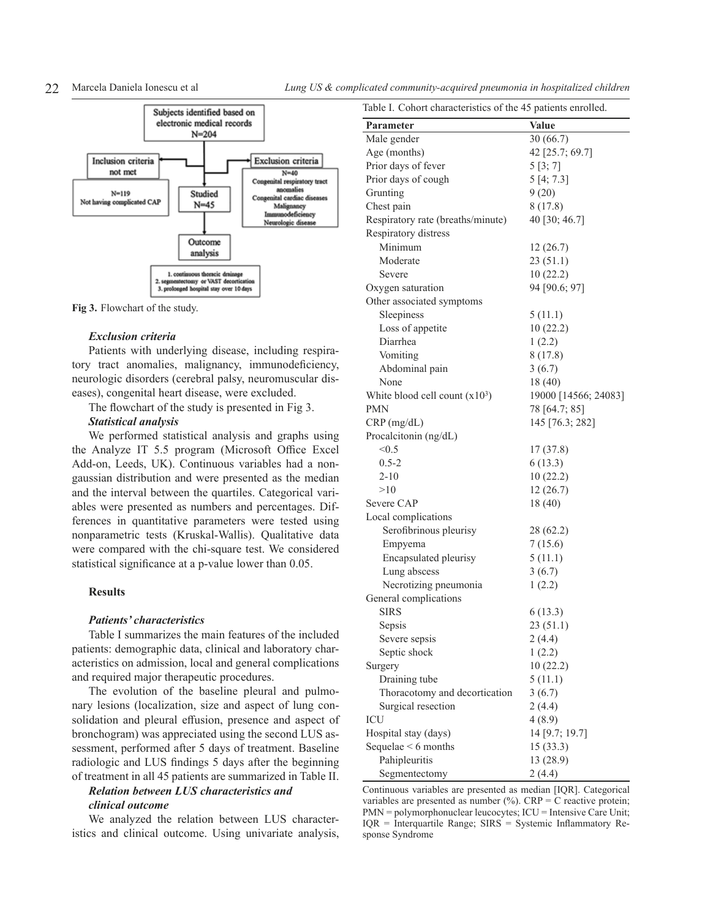Fig 3. Flowchart of the study.

***Exclusion criteria***

Patients with underlying disease, including respiratory tract anomalies, malignancy, immunodeficiency, neurologic disorders (cerebral palsy, neuromuscular diseases), congenital heart disease, were excluded.

The flowchart of the study is presented in Fig 3.

***Statistical analysis***

We performed statistical analysis and graphs using the Analyze IT 5.5 program (Microsoft Office Excel Add-on, Leeds, UK). Continuous variables had a non-gaussian distribution and were presented as the median and the interval between the quartiles. Categorical variables were presented as numbers and percentages. Differences in quantitative parameters were tested using nonparametric tests (Kruskal-Wallis). Qualitative data were compared with the chi-square test. We considered statistical significance at a p-value lower than 0.05.

## Results

***Patients' characteristics***

Table I summarizes the main features of the included patients: demographic data, clinical and laboratory characteristics on admission, local and general complications and required major therapeutic procedures.

The evolution of the baseline pleural and pulmonary lesions (localization, size and aspect of lung consolidation and pleural effusion, presence and aspect of bronchogram) was appreciated using the second LUS assessment, performed after 5 days of treatment. Baseline radiologic and LUS findings 5 days after the beginning of treatment in all 45 patients are summarized in Table II.

***Relation between LUS characteristics and clinical outcome***

We analyzed the relation between LUS characteristics and clinical outcome. Using univariate analysis,

Table I. Cohort characteristics of the 45 patients enrolled.

| Parameter | Value |
|---|---|
| Male gender | 30 (66.7) |
| Age (months) | 42 [25.7; 69.7] |
| Prior days of fever | 5 [3; 7] |
| Prior days of cough | 5 [4; 7.3] |
| Grunting | 9 (20) |
| Chest pain | 8 (17.8) |
| Respiratory rate (breaths/minute) | 40 [30; 46.7] |
| Respiratory distress | |
| Minimum | 12 (26.7) |
| Moderate | 23 (51.1) |
| Severe | 10 (22.2) |
| Oxygen saturation | 94 [90.6; 97] |
| Other associated symptoms | |
| Sleepiness | 5 (11.1) |
| Loss of appetite | 10 (22.2) |
| Diarrhea | 1 (2.2) |
| Vomiting | 8 (17.8) |
| Abdominal pain | 3 (6.7) |
| None | 18 (40) |
| White blood cell count ($x10^3$) | 19000 [14566; 24083] |
| PMN | 78 [64.7; 85] |
| CRP (mg/dL) | 145 [76.3; 282] |
| Procalcitonin (ng/dL) | |
| <0.5 | 17 (37.8) |
| 0.5-2 | 6 (13.3) |
| 2-10 | 10 (22.2) |
| >10 | 12 (26.7) |
| Severe CAP | 18 (40) |
| Local complications | |
| Serofibrinous pleurisy | 28 (62.2) |
| Empyema | 7 (15.6) |
| Encapsulated pleurisy | 5 (11.1) |
| Lung abscess | 3 (6.7) |
| Necrotizing pneumonia | 1 (2.2) |
| General complications | |
| SIRS | 6 (13.3) |
| Sepsis | 23 (51.1) |
| Severe sepsis | 2 (4.4) |
| Septic shock | 1 (2.2) |
| Surgery | 10 (22.2) |
| Draining tube | 5 (11.1) |
| Thoracotomy and decortication | 3 (6.7) |
| Surgical resection | 2 (4.4) |
| ICU | 4 (8.9) |
| Hospital stay (days) | 14 [9.7; 19.7] |
| Sequelae < 6 months | 15 (33.3) |
| Pahipleuritis | 13 (28.9) |
| Segmentectomy | 2 (4.4) |

Continuous variables are presented as median [IQR]. Categorical variables are presented as number (%). CRP = C reactive protein; PMN = polymorphonuclear leucocytes; ICU = Intensive Care Unit; IQR = Interquartile Range; SIRS = Systemic Inflammatory Response Syndrome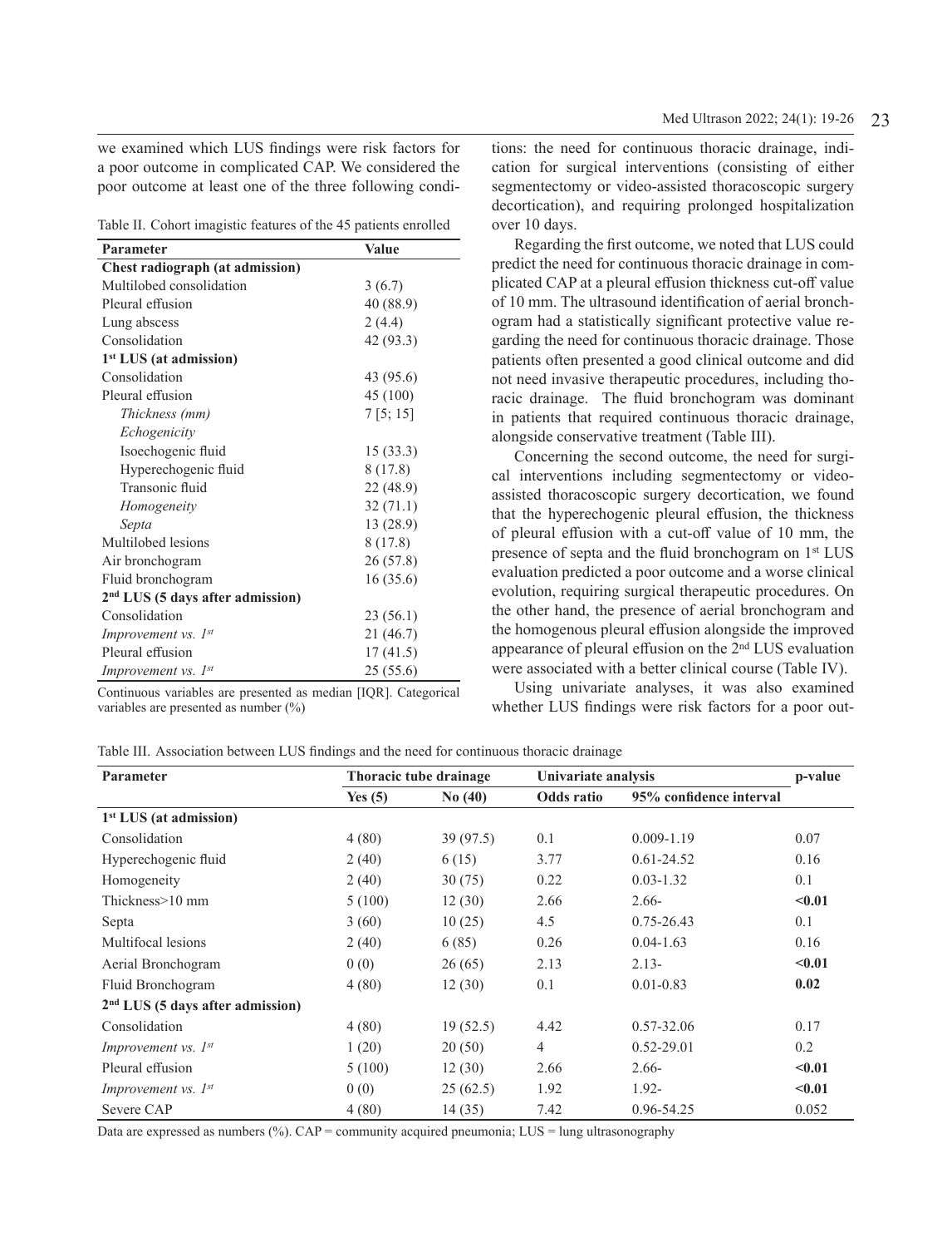we examined which LUS findings were risk factors for a poor outcome in complicated CAP. We considered the poor outcome at least one of the three following conditions: the need for continuous thoracic drainage, indication for surgical interventions (consisting of either segmentectomy or video-assisted thoracoscopic surgery decortication), and requiring prolonged hospitalization over 10 days.

Table II. Cohort imagistic features of the 45 patients enrolled

| Parameter | Value |
|---|---|
| **Chest radiograph (at admission)** | |
| Multilobed consolidation | 3 (6.7) |
| Pleural effusion | 40 (88.9) |
| Lung abscess | 2 (4.4) |
| Consolidation | 42 (93.3) |
| **1st LUS (at admission)** | |
| Consolidation | 43 (95.6) |
| Pleural effusion | 45 (100) |
| *Thickness (mm)* | 7 [5; 15] |
| *Echogenicity* | |
| Isoechogenic fluid | 15 (33.3) |
| Hyperechogenic fluid | 8 (17.8) |
| Transonic fluid | 22 (48.9) |
| *Homogeneity* | 32 (71.1) |
| *Septa* | 13 (28.9) |
| Multilobed lesions | 8 (17.8) |
| Air bronchogram | 26 (57.8) |
| Fluid bronchogram | 16 (35.6) |
| **2nd LUS (5 days after admission)** | |
| Consolidation | 23 (56.1) |
| *Improvement vs. 1st* | 21 (46.7) |
| Pleural effusion | 17 (41.5) |
| *Improvement vs. 1st* | 25 (55.6) |

Continuous variables are presented as median [IQR]. Categorical variables are presented as number (%)

Regarding the first outcome, we noted that LUS could predict the need for continuous thoracic drainage in complicated CAP at a pleural effusion thickness cut-off value of 10 mm. The ultrasound identification of aerial bronchogram had a statistically significant protective value regarding the need for continuous thoracic drainage. Those patients often presented a good clinical outcome and did not need invasive therapeutic procedures, including thoracic drainage. The fluid bronchogram was dominant in patients that required continuous thoracic drainage, alongside conservative treatment (Table III).

Concerning the second outcome, the need for surgical interventions including segmentectomy or video-assisted thoracoscopic surgery decortication, we found that the hyperechogenic pleural effusion, the thickness of pleural effusion with a cut-off value of 10 mm, the presence of septa and the fluid bronchogram on 1st LUS evaluation predicted a poor outcome and a worse clinical evolution, requiring surgical therapeutic procedures. On the other hand, the presence of aerial bronchogram and the homogenous pleural effusion alongside the improved appearance of pleural effusion on the 2nd LUS evaluation were associated with a better clinical course (Table IV).

Using univariate analyses, it was also examined whether LUS findings were risk factors for a poor out-

Table III. Association between LUS findings and the need for continuous thoracic drainage

| Parameter | Thoracic tube drainage | | Univariate analysis | | p-value |
|---|---|---|---|---|---|
| | Yes (5) | No (40) | Odds ratio | 95% confidence interval | |
| **1st LUS (at admission)** | | | | | |
| Consolidation | 4 (80) | 39 (97.5) | 0.1 | 0.009-1.19 | 0.07 |
| Hyperechogenic fluid | 2 (40) | 6 (15) | 3.77 | 0.61-24.52 | 0.16 |
| Homogeneity | 2 (40) | 30 (75) | 0.22 | 0.03-1.32 | 0.1 |
| Thickness>10 mm | 5 (100) | 12 (30) | 2.66 | 2.66- | **<0.01** |
| Septa | 3 (60) | 10 (25) | 4.5 | 0.75-26.43 | 0.1 |
| Multifocal lesions | 2 (40) | 6 (85) | 0.26 | 0.04-1.63 | 0.16 |
| Aerial Bronchogram | 0 (0) | 26 (65) | 2.13 | 2.13- | **<0.01** |
| Fluid Bronchogram | 4 (80) | 12 (30) | 0.1 | 0.01-0.83 | **0.02** |
| **2nd LUS (5 days after admission)** | | | | | |
| Consolidation | 4 (80) | 19 (52.5) | 4.42 | 0.57-32.06 | 0.17 |
| *Improvement vs. 1st* | 1 (20) | 20 (50) | 4 | 0.52-29.01 | 0.2 |
| Pleural effusion | 5 (100) | 12 (30) | 2.66 | 2.66- | **<0.01** |
| *Improvement vs. 1st* | 0 (0) | 25 (62.5) | 1.92 | 1.92- | **<0.01** |
| Severe CAP | 4 (80) | 14 (35) | 7.42 | 0.96-54.25 | 0.052 |

Data are expressed as numbers (%). CAP = community acquired pneumonia; LUS = lung ultrasonography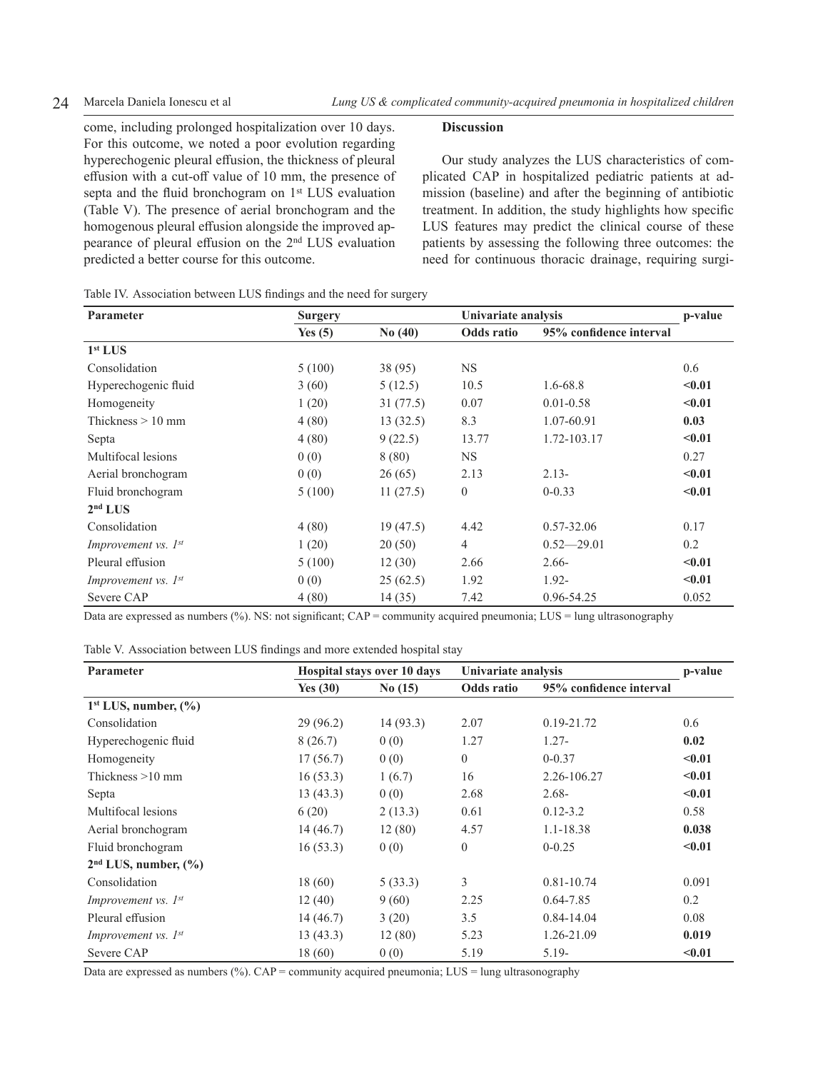come, including prolonged hospitalization over 10 days. For this outcome, we noted a poor evolution regarding hyperechogenic pleural effusion, the thickness of pleural effusion with a cut-off value of 10 mm, the presence of septa and the fluid bronchogram on 1st LUS evaluation (Table V). The presence of aerial bronchogram and the homogenous pleural effusion alongside the improved appearance of pleural effusion on the 2nd LUS evaluation predicted a better course for this outcome.

Table IV. Association between LUS findings and the need for surgery

| Parameter | Surgery | | Univariate analysis | | p-value |
|---|---|---|---|---|---|
| | Yes (5) | No (40) | Odds ratio | 95% confidence interval | |
| **1st LUS** | | | | | |
| Consolidation | 5 (100) | 38 (95) | NS | | 0.6 |
| Hyperechogenic fluid | 3 (60) | 5 (12.5) | 10.5 | 1.6-68.8 | **<0.01** |
| Homogeneity | 1 (20) | 31 (77.5) | 0.07 | 0.01-0.58 | **<0.01** |
| Thickness > 10 mm | 4 (80) | 13 (32.5) | 8.3 | 1.07-60.91 | **0.03** |
| Septa | 4 (80) | 9 (22.5) | 13.77 | 1.72-103.17 | **<0.01** |
| Multifocal lesions | 0 (0) | 8 (80) | NS | | 0.27 |
| Aerial bronchogram | 0 (0) | 26 (65) | 2.13 | 2.13- | **<0.01** |
| Fluid bronchogram | 5 (100) | 11 (27.5) | 0 | 0-0.33 | **<0.01** |
| **2nd LUS** | | | | | |
| Consolidation | 4 (80) | 19 (47.5) | 4.42 | 0.57-32.06 | 0.17 |
| *Improvement vs. 1st* | 1 (20) | 20 (50) | 4 | 0.52—29.01 | 0.2 |
| Pleural effusion | 5 (100) | 12 (30) | 2.66 | 2.66- | **<0.01** |
| *Improvement vs. 1st* | 0 (0) | 25 (62.5) | 1.92 | 1.92- | **<0.01** |
| Severe CAP | 4 (80) | 14 (35) | 7.42 | 0.96-54.25 | 0.052 |

Data are expressed as numbers (%). NS: not significant; CAP = community acquired pneumonia; LUS = lung ultrasonography

Table V. Association between LUS findings and more extended hospital stay

| Parameter | Hospital stays over 10 days | | Univariate analysis | | p-value |
|---|---|---|---|---|---|
| | Yes (30) | No (15) | Odds ratio | 95% confidence interval | |
| **1st LUS, number, (%)** | | | | | |
| Consolidation | 29 (96.2) | 14 (93.3) | 2.07 | 0.19-21.72 | 0.6 |
| Hyperechogenic fluid | 8 (26.7) | 0 (0) | 1.27 | 1.27- | **0.02** |
| Homogeneity | 17 (56.7) | 0 (0) | 0 | 0-0.37 | **<0.01** |
| Thickness >10 mm | 16 (53.3) | 1 (6.7) | 16 | 2.26-106.27 | **<0.01** |
| Septa | 13 (43.3) | 0 (0) | 2.68 | 2.68- | **<0.01** |
| Multifocal lesions | 6 (20) | 2 (13.3) | 0.61 | 0.12-3.2 | 0.58 |
| Aerial bronchogram | 14 (46.7) | 12 (80) | 4.57 | 1.1-18.38 | **0.038** |
| Fluid bronchogram | 16 (53.3) | 0 (0) | 0 | 0-0.25 | **<0.01** |
| **2nd LUS, number, (%)** | | | | | |
| Consolidation | 18 (60) | 5 (33.3) | 3 | 0.81-10.74 | 0.091 |
| *Improvement vs. 1st* | 12 (40) | 9 (60) | 2.25 | 0.64-7.85 | 0.2 |
| Pleural effusion | 14 (46.7) | 3 (20) | 3.5 | 0.84-14.04 | 0.08 |
| *Improvement vs. 1st* | 13 (43.3) | 12 (80) | 5.23 | 1.26-21.09 | **0.019** |
| Severe CAP | 18 (60) | 0 (0) | 5.19 | 5.19- | **<0.01** |

Data are expressed as numbers (%). CAP = community acquired pneumonia; LUS = lung ultrasonography

## Discussion

Our study analyzes the LUS characteristics of complicated CAP in hospitalized pediatric patients at admission (baseline) and after the beginning of antibiotic treatment. In addition, the study highlights how specific LUS features may predict the clinical course of these patients by assessing the following three outcomes: the need for continuous thoracic drainage, requiring surgi-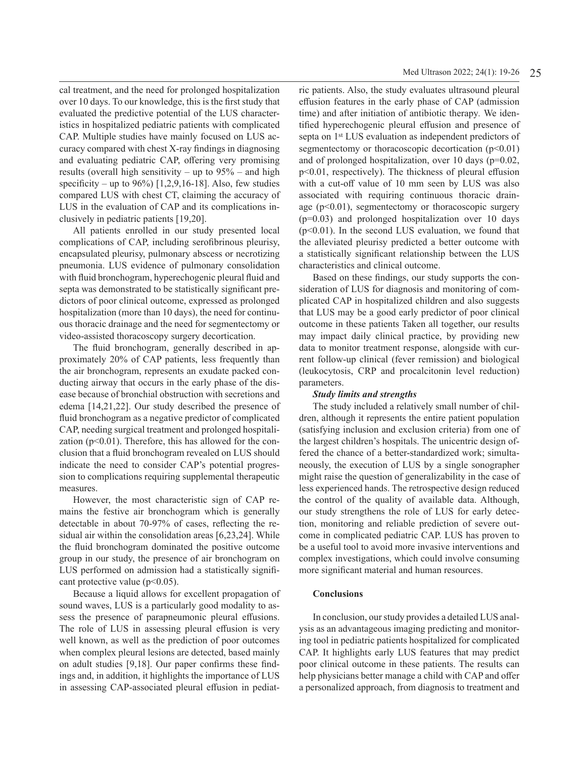cal treatment, and the need for prolonged hospitalization over 10 days. To our knowledge, this is the first study that evaluated the predictive potential of the LUS characteristics in hospitalized pediatric patients with complicated CAP. Multiple studies have mainly focused on LUS accuracy compared with chest X-ray findings in diagnosing and evaluating pediatric CAP, offering very promising results (overall high sensitivity – up to 95% – and high specificity – up to 96%) [1,2,9,16-18]. Also, few studies compared LUS with chest CT, claiming the accuracy of LUS in the evaluation of CAP and its complications inclusively in pediatric patients [19,20].

All patients enrolled in our study presented local complications of CAP, including serofibrinous pleurisy, encapsulated pleurisy, pulmonary abscess or necrotizing pneumonia. LUS evidence of pulmonary consolidation with fluid bronchogram, hyperechogenic pleural fluid and septa was demonstrated to be statistically significant predictors of poor clinical outcome, expressed as prolonged hospitalization (more than 10 days), the need for continuous thoracic drainage and the need for segmentectomy or video-assisted thoracoscopy surgery decortication.

The fluid bronchogram, generally described in approximately 20% of CAP patients, less frequently than the air bronchogram, represents an exudate packed conducting airway that occurs in the early phase of the disease because of bronchial obstruction with secretions and edema [14,21,22]. Our study described the presence of fluid bronchogram as a negative predictor of complicated CAP, needing surgical treatment and prolonged hospitalization ($p<0.01$). Therefore, this has allowed for the conclusion that a fluid bronchogram revealed on LUS should indicate the need to consider CAP's potential progression to complications requiring supplemental therapeutic measures.

However, the most characteristic sign of CAP remains the festive air bronchogram which is generally detectable in about 70-97% of cases, reflecting the residual air within the consolidation areas [6,23,24]. While the fluid bronchogram dominated the positive outcome group in our study, the presence of air bronchogram on LUS performed on admission had a statistically significant protective value ($p<0.05$).

Because a liquid allows for excellent propagation of sound waves, LUS is a particularly good modality to assess the presence of parapneumonic pleural effusions. The role of LUS in assessing pleural effusion is very well known, as well as the prediction of poor outcomes when complex pleural lesions are detected, based mainly on adult studies [9,18]. Our paper confirms these findings and, in addition, it highlights the importance of LUS in assessing CAP-associated pleural effusion in pediatric patients. Also, the study evaluates ultrasound pleural effusion features in the early phase of CAP (admission time) and after initiation of antibiotic therapy. We identified hyperechogenic pleural effusion and presence of septa on 1st LUS evaluation as independent predictors of segmentectomy or thoracoscopic decortication ($p<0.01$) and of prolonged hospitalization, over 10 days ($p=0.02$, $p<0.01$, respectively). The thickness of pleural effusion with a cut-off value of 10 mm seen by LUS was also associated with requiring continuous thoracic drainage ($p<0.01$), segmentectomy or thoracoscopic surgery ($p=0.03$) and prolonged hospitalization over 10 days ($p<0.01$). In the second LUS evaluation, we found that the alleviated pleurisy predicted a better outcome with a statistically significant relationship between the LUS characteristics and clinical outcome.

Based on these findings, our study supports the consideration of LUS for diagnosis and monitoring of complicated CAP in hospitalized children and also suggests that LUS may be a good early predictor of poor clinical outcome in these patients Taken all together, our results may impact daily clinical practice, by providing new data to monitor treatment response, alongside with current follow-up clinical (fever remission) and biological (leukocytosis, CRP and procalcitonin level reduction) parameters.

***Study limits and strengths***

The study included a relatively small number of children, although it represents the entire patient population (satisfying inclusion and exclusion criteria) from one of the largest children's hospitals. The unicentric design offered the chance of a better-standardized work; simultaneously, the execution of LUS by a single sonographer might raise the question of generalizability in the case of less experienced hands. The retrospective design reduced the control of the quality of available data. Although, our study strengthens the role of LUS for early detection, monitoring and reliable prediction of severe outcome in complicated pediatric CAP. LUS has proven to be a useful tool to avoid more invasive interventions and complex investigations, which could involve consuming more significant material and human resources.

## Conclusions

In conclusion, our study provides a detailed LUS analysis as an advantageous imaging predicting and monitoring tool in pediatric patients hospitalized for complicated CAP. It highlights early LUS features that may predict poor clinical outcome in these patients. The results can help physicians better manage a child with CAP and offer a personalized approach, from diagnosis to treatment and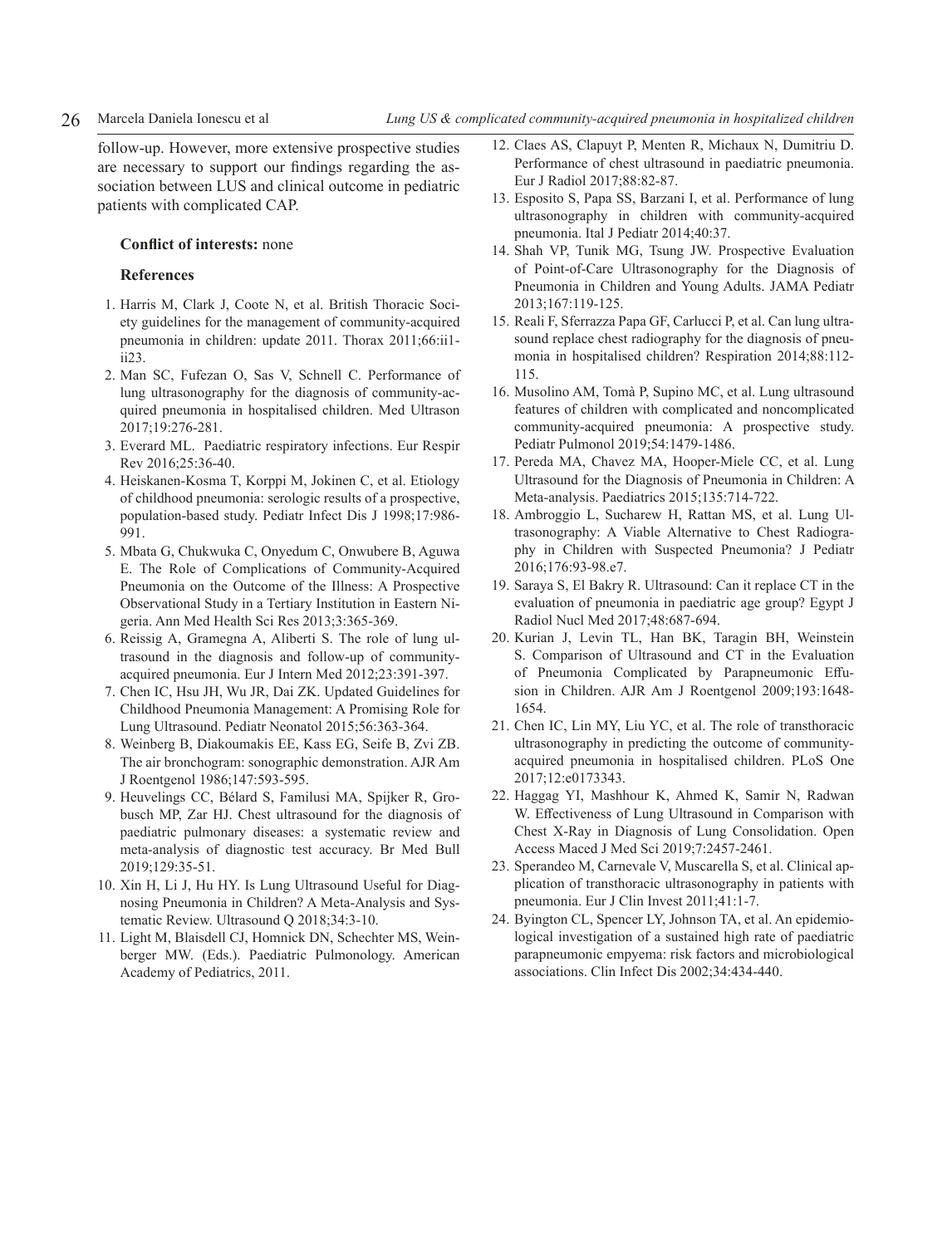follow-up. However, more extensive prospective studies are necessary to support our findings regarding the association between LUS and clinical outcome in pediatric patients with complicated CAP.

**Conflict of interests:** none

**References**

1. Harris M, Clark J, Coote N, et al. British Thoracic Society guidelines for the management of community-acquired pneumonia in children: update 2011. Thorax 2011;66:ii1-ii23.
2. Man SC, Fufezan O, Sas V, Schnell C. Performance of lung ultrasonography for the diagnosis of community-acquired pneumonia in hospitalised children. Med Ultrason 2017;19:276-281.
3. Everard ML. Paediatric respiratory infections. Eur Respir Rev 2016;25:36-40.
4. Heiskanen-Kosma T, Korppi M, Jokinen C, et al. Etiology of childhood pneumonia: serologic results of a prospective, population-based study. Pediatr Infect Dis J 1998;17:986-991.
5. Mbata G, Chukwuka C, Onyedum C, Onwubere B, Aguwa E. The Role of Complications of Community-Acquired Pneumonia on the Outcome of the Illness: A Prospective Observational Study in a Tertiary Institution in Eastern Nigeria. Ann Med Health Sci Res 2013;3:365-369.
6. Reissig A, Gramegna A, Aliberti S. The role of lung ultrasound in the diagnosis and follow-up of community-acquired pneumonia. Eur J Intern Med 2012;23:391-397.
7. Chen IC, Hsu JH, Wu JR, Dai ZK. Updated Guidelines for Childhood Pneumonia Management: A Promising Role for Lung Ultrasound. Pediatr Neonatol 2015;56:363-364.
8. Weinberg B, Diakoumakis EE, Kass EG, Seife B, Zvi ZB. The air bronchogram: sonographic demonstration. AJR Am J Roentgenol 1986;147:593-595.
9. Heuvelings CC, Bélard S, Familusi MA, Spijker R, Grobusch MP, Zar HJ. Chest ultrasound for the diagnosis of paediatric pulmonary diseases: a systematic review and meta-analysis of diagnostic test accuracy. Br Med Bull 2019;129:35-51.
10. Xin H, Li J, Hu HY. Is Lung Ultrasound Useful for Diagnosing Pneumonia in Children? A Meta-Analysis and Systematic Review. Ultrasound Q 2018;34:3-10.
11. Light M, Blaisdell CJ, Homnick DN, Schechter MS, Weinberger MW. (Eds.). Paediatric Pulmonology. American Academy of Pediatrics, 2011.
12. Claes AS, Clapuyt P, Menten R, Michaux N, Dumitriu D. Performance of chest ultrasound in paediatric pneumonia. Eur J Radiol 2017;88:82-87.
13. Esposito S, Papa SS, Barzani I, et al. Performance of lung ultrasonography in children with community-acquired pneumonia. Ital J Pediatr 2014;40:37.
14. Shah VP, Tunik MG, Tsung JW. Prospective Evaluation of Point-of-Care Ultrasonography for the Diagnosis of Pneumonia in Children and Young Adults. JAMA Pediatr 2013;167:119-125.
15. Reali F, Sferrazza Papa GF, Carlucci P, et al. Can lung ultrasound replace chest radiography for the diagnosis of pneumonia in hospitalised children? Respiration 2014;88:112-115.
16. Musolino AM, Tomà P, Supino MC, et al. Lung ultrasound features of children with complicated and noncomplicated community-acquired pneumonia: A prospective study. Pediatr Pulmonol 2019;54:1479-1486.
17. Pereda MA, Chavez MA, Hooper-Miele CC, et al. Lung Ultrasound for the Diagnosis of Pneumonia in Children: A Meta-analysis. Paediatrics 2015;135:714-722.
18. Ambroggio L, Sucharew H, Rattan MS, et al. Lung Ultrasonography: A Viable Alternative to Chest Radiography in Children with Suspected Pneumonia? J Pediatr 2016;176:93-98.e7.
19. Saraya S, El Bakry R. Ultrasound: Can it replace CT in the evaluation of pneumonia in paediatric age group? Egypt J Radiol Nucl Med 2017;48:687-694.
20. Kurian J, Levin TL, Han BK, Taragin BH, Weinstein S. Comparison of Ultrasound and CT in the Evaluation of Pneumonia Complicated by Parapneumonic Effusion in Children. AJR Am J Roentgenol 2009;193:1648-1654.
21. Chen IC, Lin MY, Liu YC, et al. The role of transthoracic ultrasonography in predicting the outcome of community-acquired pneumonia in hospitalised children. PLoS One 2017;12:e0173343.
22. Haggag YI, Mashhour K, Ahmed K, Samir N, Radwan W. Effectiveness of Lung Ultrasound in Comparison with Chest X-Ray in Diagnosis of Lung Consolidation. Open Access Maced J Med Sci 2019;7:2457-2461.
23. Sperandeo M, Carnevale V, Muscarella S, et al. Clinical application of transthoracic ultrasonography in patients with pneumonia. Eur J Clin Invest 2011;41:1-7.
24. Byington CL, Spencer LY, Johnson TA, et al. An epidemiological investigation of a sustained high rate of paediatric parapneumonic empyema: risk factors and microbiological associations. Clin Infect Dis 2002;34:434-440.